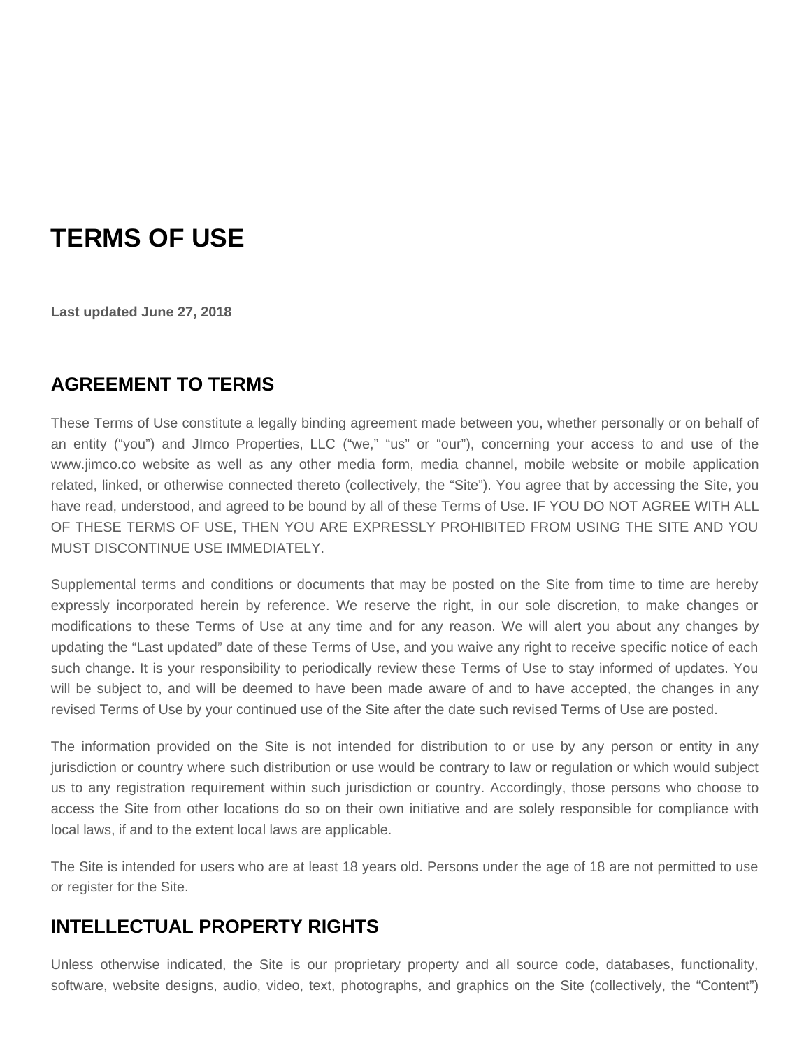# TERMS OF USE

**Last updated June 27, 2018**

## AGREEMENT TO TERMS

These Terms of Use constitute a legally binding agreement made between you, whether personally or on behalf of an entity ("you") and JImco Properties, LLC ("we," "us" or "our"), concerning your access to and use of the www.jimco.co website as well as any other media form, media channel, mobile website or mobile application related, linked, or otherwise connected thereto (collectively, the "Site"). You agree that by accessing the Site, you have read, understood, and agreed to be bound by all of these Terms of Use. IF YOU DO NOT AGREE WITH ALL OF THESE TERMS OF USE, THEN YOU ARE EXPRESSLY PROHIBITED FROM USING THE SITE AND YOU MUST DISCONTINUE USE IMMEDIATELY.

Supplemental terms and conditions or documents that may be posted on the Site from time to time are hereby expressly incorporated herein by reference. We reserve the right, in our sole discretion, to make changes or modifications to these Terms of Use at any time and for any reason. We will alert you about any changes by updating the "Last updated" date of these Terms of Use, and you waive any right to receive specific notice of each such change. It is your responsibility to periodically review these Terms of Use to stay informed of updates. You will be subject to, and will be deemed to have been made aware of and to have accepted, the changes in any revised Terms of Use by your continued use of the Site after the date such revised Terms of Use are posted.

The information provided on the Site is not intended for distribution to or use by any person or entity in any jurisdiction or country where such distribution or use would be contrary to law or regulation or which would subject us to any registration requirement within such jurisdiction or country. Accordingly, those persons who choose to access the Site from other locations do so on their own initiative and are solely responsible for compliance with local laws, if and to the extent local laws are applicable.

The Site is intended for users who are at least 18 years old. Persons under the age of 18 are not permitted to use or register for the Site.

## INTELLECTUAL PROPERTY RIGHTS

Unless otherwise indicated, the Site is our proprietary property and all source code, databases, functionality, software, website designs, audio, video, text, photographs, and graphics on the Site (collectively, the "Content")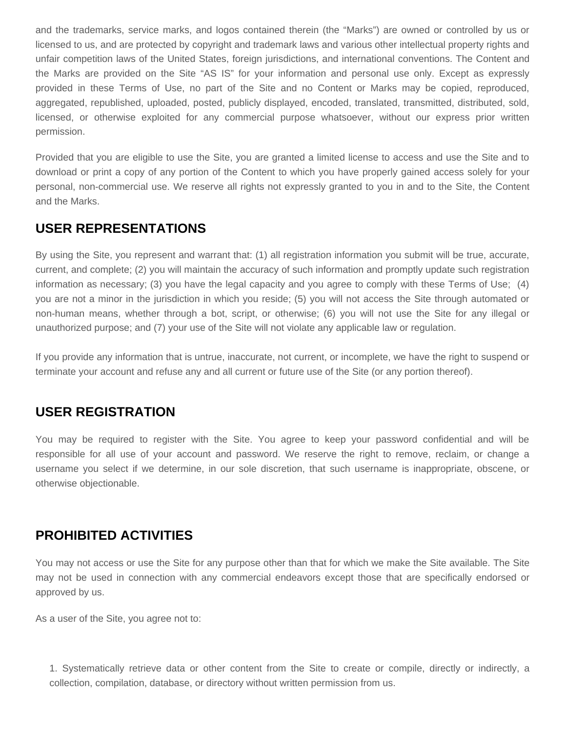and the trademarks, service marks, and logos contained therein (the "Marks") are owned or controlled by us or licensed to us, and are protected by copyright and trademark laws and various other intellectual property rights and unfair competition laws of the United States, foreign jurisdictions, and international conventions. The Content and the Marks are provided on the Site "AS IS" for your information and personal use only. Except as expressly provided in these Terms of Use, no part of the Site and no Content or Marks may be copied, reproduced, aggregated, republished, uploaded, posted, publicly displayed, encoded, translated, transmitted, distributed, sold, licensed, or otherwise exploited for any commercial purpose whatsoever, without our express prior written permission.

Provided that you are eligible to use the Site, you are granted a limited license to access and use the Site and to download or print a copy of any portion of the Content to which you have properly gained access solely for your personal, non-commercial use. We reserve all rights not expressly granted to you in and to the Site, the Content and the Marks.

## USER REPRESENTATIONS

By using the Site, you represent and warrant that: (1) all registration information you submit will be true, accurate, current, and complete; (2) you will maintain the accuracy of such information and promptly update such registration information as necessary; (3) you have the legal capacity and you agree to comply with these Terms of Use; (4) you are not a minor in the jurisdiction in which you reside; (5) you will not access the Site through automated or non-human means, whether through a bot, script, or otherwise; (6) you will not use the Site for any illegal or unauthorized purpose; and (7) your use of the Site will not violate any applicable law or regulation.

If you provide any information that is untrue, inaccurate, not current, or incomplete, we have the right to suspend or terminate your account and refuse any and all current or future use of the Site (or any portion thereof).

## USER REGISTRATION

You may be required to register with the Site. You agree to keep your password confidential and will be responsible for all use of your account and password. We reserve the right to remove, reclaim, or change a username you select if we determine, in our sole discretion, that such username is inappropriate, obscene, or otherwise objectionable.

## PROHIBITED ACTIVITIES

You may not access or use the Site for any purpose other than that for which we make the Site available. The Site may not be used in connection with any commercial endeavors except those that are specifically endorsed or approved by us.

As a user of the Site, you agree not to:

1. Systematically retrieve data or other content from the Site to create or compile, directly or indirectly, a collection, compilation, database, or directory without written permission from us.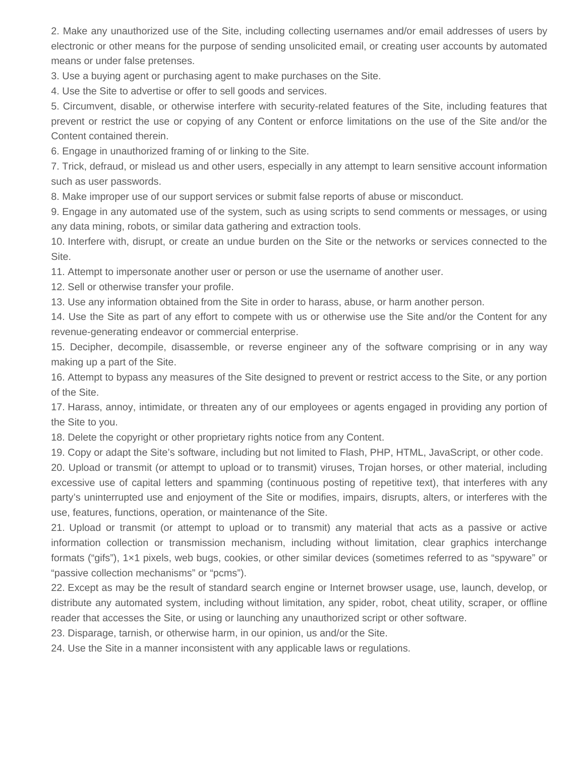2. Make any unauthorized use of the Site, including collecting usernames and/or email addresses of users by electronic or other means for the purpose of sending unsolicited email, or creating user accounts by automated means or under false pretenses.

3. Use a buying agent or purchasing agent to make purchases on the Site.

4. Use the Site to advertise or offer to sell goods and services.

5. Circumvent, disable, or otherwise interfere with security-related features of the Site, including features that prevent or restrict the use or copying of any Content or enforce limitations on the use of the Site and/or the Content contained therein.

6. Engage in unauthorized framing of or linking to the Site.

7. Trick, defraud, or mislead us and other users, especially in any attempt to learn sensitive account information such as user passwords.

8. Make improper use of our support services or submit false reports of abuse or misconduct.

9. Engage in any automated use of the system, such as using scripts to send comments or messages, or using any data mining, robots, or similar data gathering and extraction tools.

10. Interfere with, disrupt, or create an undue burden on the Site or the networks or services connected to the Site.

11. Attempt to impersonate another user or person or use the username of another user.

12. Sell or otherwise transfer your profile.

13. Use any information obtained from the Site in order to harass, abuse, or harm another person.

14. Use the Site as part of any effort to compete with us or otherwise use the Site and/or the Content for any revenue-generating endeavor or commercial enterprise.

15. Decipher, decompile, disassemble, or reverse engineer any of the software comprising or in any way making up a part of the Site.

16. Attempt to bypass any measures of the Site designed to prevent or restrict access to the Site, or any portion of the Site.

17. Harass, annoy, intimidate, or threaten any of our employees or agents engaged in providing any portion of the Site to you.

18. Delete the copyright or other proprietary rights notice from any Content.

19. Copy or adapt the Site's software, including but not limited to Flash, PHP, HTML, JavaScript, or other code.

20. Upload or transmit (or attempt to upload or to transmit) viruses, Trojan horses, or other material, including excessive use of capital letters and spamming (continuous posting of repetitive text), that interferes with any party's uninterrupted use and enjoyment of the Site or modifies, impairs, disrupts, alters, or interferes with the use, features, functions, operation, or maintenance of the Site.

21. Upload or transmit (or attempt to upload or to transmit) any material that acts as a passive or active information collection or transmission mechanism, including without limitation, clear graphics interchange formats ("gifs"), 1×1 pixels, web bugs, cookies, or other similar devices (sometimes referred to as "spyware" or "passive collection mechanisms" or "pcms").

22. Except as may be the result of standard search engine or Internet browser usage, use, launch, develop, or distribute any automated system, including without limitation, any spider, robot, cheat utility, scraper, or offline reader that accesses the Site, or using or launching any unauthorized script or other software.

23. Disparage, tarnish, or otherwise harm, in our opinion, us and/or the Site.

24. Use the Site in a manner inconsistent with any applicable laws or regulations.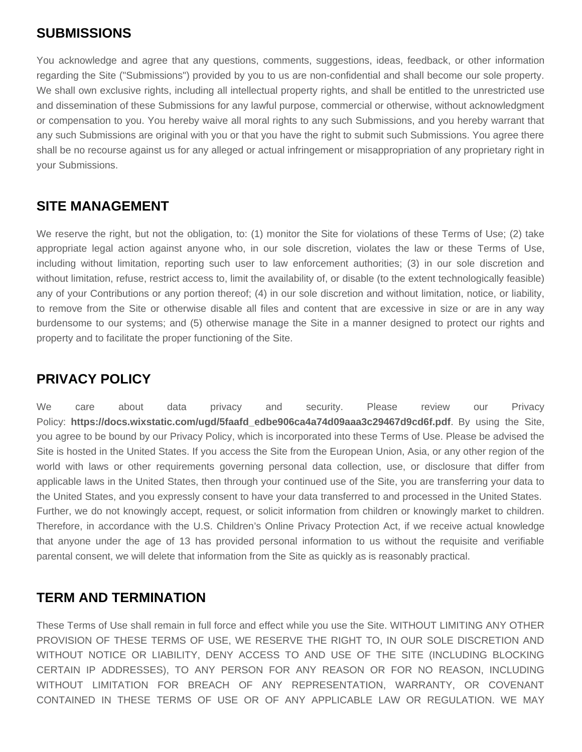## SUBMISSIONS

You acknowledge and agree that any questions, comments, suggestions, ideas, feedback, or other information regarding the Site ("Submissions") provided by you to us are non-confidential and shall become our sole property. We shall own exclusive rights, including all intellectual property rights, and shall be entitled to the unrestricted use and dissemination of these Submissions for any lawful purpose, commercial or otherwise, without acknowledgment or compensation to you. You hereby waive all moral rights to any such Submissions, and you hereby warrant that any such Submissions are original with you or that you have the right to submit such Submissions. You agree there shall be no recourse against us for any alleged or actual infringement or misappropriation of any proprietary right in your Submissions.

## SITE MANAGEMENT

We reserve the right, but not the obligation, to: (1) monitor the Site for violations of these Terms of Use; (2) take appropriate legal action against anyone who, in our sole discretion, violates the law or these Terms of Use, including without limitation, reporting such user to law enforcement authorities; (3) in our sole discretion and without limitation, refuse, restrict access to, limit the availability of, or disable (to the extent technologically feasible) any of your Contributions or any portion thereof; (4) in our sole discretion and without limitation, notice, or liability, to remove from the Site or otherwise disable all files and content that are excessive in size or are in any way burdensome to our systems; and (5) otherwise manage the Site in a manner designed to protect our rights and property and to facilitate the proper functioning of the Site.

## PRIVACY POLICY

We care about data privacy and security. Please review our Privacy Policy: **https://docs.wixstatic.com/ugd/5faafd_edbe906ca4a74d09aaa3c29467d9cd6f.pdf**. By using the Site, you agree to be bound by our Privacy Policy, which is incorporated into these Terms of Use. Please be advised the Site is hosted in the United States. If you access the Site from the European Union, Asia, or any other region of the world with laws or other requirements governing personal data collection, use, or disclosure that differ from applicable laws in the United States, then through your continued use of the Site, you are transferring your data to the United States, and you expressly consent to have your data transferred to and processed in the United States. Further, we do not knowingly accept, request, or solicit information from children or knowingly market to children. Therefore, in accordance with the U.S. Children's Online Privacy Protection Act, if we receive actual knowledge that anyone under the age of 13 has provided personal information to us without the requisite and verifiable parental consent, we will delete that information from the Site as quickly as is reasonably practical.

## TERM AND TERMINATION

These Terms of Use shall remain in full force and effect while you use the Site. WITHOUT LIMITING ANY OTHER PROVISION OF THESE TERMS OF USE, WE RESERVE THE RIGHT TO, IN OUR SOLE DISCRETION AND WITHOUT NOTICE OR LIABILITY, DENY ACCESS TO AND USE OF THE SITE (INCLUDING BLOCKING CERTAIN IP ADDRESSES), TO ANY PERSON FOR ANY REASON OR FOR NO REASON, INCLUDING WITHOUT LIMITATION FOR BREACH OF ANY REPRESENTATION, WARRANTY, OR COVENANT CONTAINED IN THESE TERMS OF USE OR OF ANY APPLICABLE LAW OR REGULATION. WE MAY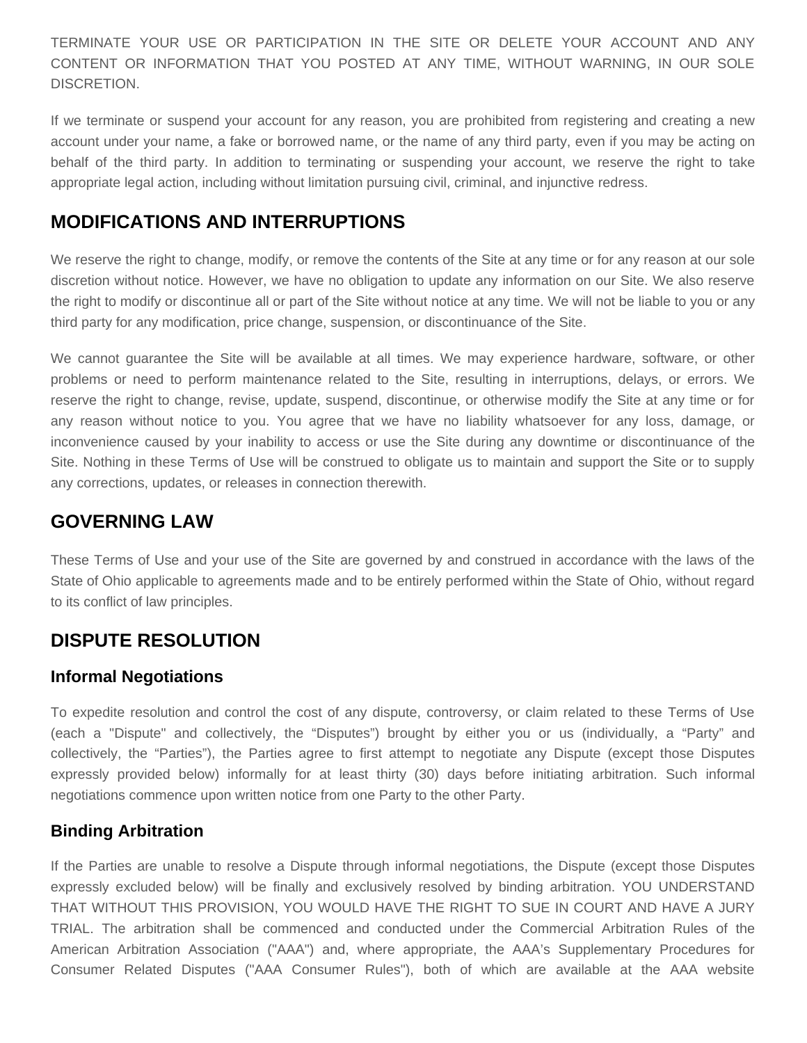TERMINATE YOUR USE OR PARTICIPATION IN THE SITE OR DELETE YOUR ACCOUNT AND ANY CONTENT OR INFORMATION THAT YOU POSTED AT ANY TIME, WITHOUT WARNING, IN OUR SOLE DISCRETION.

If we terminate or suspend your account for any reason, you are prohibited from registering and creating a new account under your name, a fake or borrowed name, or the name of any third party, even if you may be acting on behalf of the third party. In addition to terminating or suspending your account, we reserve the right to take appropriate legal action, including without limitation pursuing civil, criminal, and injunctive redress.

## MODIFICATIONS AND INTERRUPTIONS

We reserve the right to change, modify, or remove the contents of the Site at any time or for any reason at our sole discretion without notice. However, we have no obligation to update any information on our Site. We also reserve the right to modify or discontinue all or part of the Site without notice at any time. We will not be liable to you or any third party for any modification, price change, suspension, or discontinuance of the Site.

We cannot guarantee the Site will be available at all times. We may experience hardware, software, or other problems or need to perform maintenance related to the Site, resulting in interruptions, delays, or errors. We reserve the right to change, revise, update, suspend, discontinue, or otherwise modify the Site at any time or for any reason without notice to you. You agree that we have no liability whatsoever for any loss, damage, or inconvenience caused by your inability to access or use the Site during any downtime or discontinuance of the Site. Nothing in these Terms of Use will be construed to obligate us to maintain and support the Site or to supply any corrections, updates, or releases in connection therewith.

## GOVERNING LAW

These Terms of Use and your use of the Site are governed by and construed in accordance with the laws of the State of Ohio applicable to agreements made and to be entirely performed within the State of Ohio, without regard to its conflict of law principles.

## DISPUTE RESOLUTION

### Informal Negotiations

To expedite resolution and control the cost of any dispute, controversy, or claim related to these Terms of Use (each a "Dispute" and collectively, the “Disputes”) brought by either you or us (individually, a “Party” and collectively, the “Parties”), the Parties agree to first attempt to negotiate any Dispute (except those Disputes expressly provided below) informally for at least thirty (30) days before initiating arbitration. Such informal negotiations commence upon written notice from one Party to the other Party.

### Binding Arbitration

If the Parties are unable to resolve a Dispute through informal negotiations, the Dispute (except those Disputes expressly excluded below) will be finally and exclusively resolved by binding arbitration. YOU UNDERSTAND THAT WITHOUT THIS PROVISION, YOU WOULD HAVE THE RIGHT TO SUE IN COURT AND HAVE A JURY TRIAL. The arbitration shall be commenced and conducted under the Commercial Arbitration Rules of the American Arbitration Association ("AAA") and, where appropriate, the AAA’s Supplementary Procedures for Consumer Related Disputes ("AAA Consumer Rules"), both of which are available at the AAA website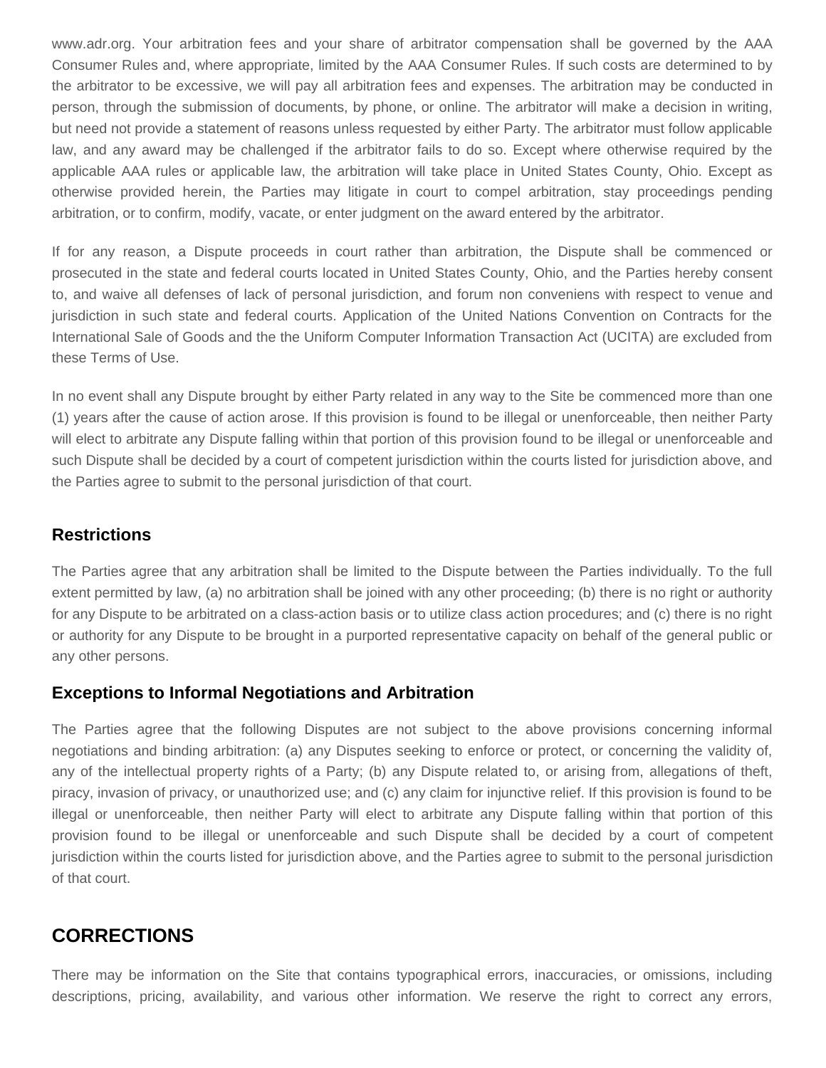www.adr.org. Your arbitration fees and your share of arbitrator compensation shall be governed by the AAA Consumer Rules and, where appropriate, limited by the AAA Consumer Rules. If such costs are determined to by the arbitrator to be excessive, we will pay all arbitration fees and expenses. The arbitration may be conducted in person, through the submission of documents, by phone, or online. The arbitrator will make a decision in writing, but need not provide a statement of reasons unless requested by either Party. The arbitrator must follow applicable law, and any award may be challenged if the arbitrator fails to do so. Except where otherwise required by the applicable AAA rules or applicable law, the arbitration will take place in United States County, Ohio. Except as otherwise provided herein, the Parties may litigate in court to compel arbitration, stay proceedings pending arbitration, or to confirm, modify, vacate, or enter judgment on the award entered by the arbitrator.

If for any reason, a Dispute proceeds in court rather than arbitration, the Dispute shall be commenced or prosecuted in the state and federal courts located in United States County, Ohio, and the Parties hereby consent to, and waive all defenses of lack of personal jurisdiction, and forum non conveniens with respect to venue and jurisdiction in such state and federal courts. Application of the United Nations Convention on Contracts for the International Sale of Goods and the the Uniform Computer Information Transaction Act (UCITA) are excluded from these Terms of Use.

In no event shall any Dispute brought by either Party related in any way to the Site be commenced more than one (1) years after the cause of action arose. If this provision is found to be illegal or unenforceable, then neither Party will elect to arbitrate any Dispute falling within that portion of this provision found to be illegal or unenforceable and such Dispute shall be decided by a court of competent jurisdiction within the courts listed for jurisdiction above, and the Parties agree to submit to the personal jurisdiction of that court.

### Restrictions

The Parties agree that any arbitration shall be limited to the Dispute between the Parties individually. To the full extent permitted by law, (a) no arbitration shall be joined with any other proceeding; (b) there is no right or authority for any Dispute to be arbitrated on a class-action basis or to utilize class action procedures; and (c) there is no right or authority for any Dispute to be brought in a purported representative capacity on behalf of the general public or any other persons.

### Exceptions to Informal Negotiations and Arbitration

The Parties agree that the following Disputes are not subject to the above provisions concerning informal negotiations and binding arbitration: (a) any Disputes seeking to enforce or protect, or concerning the validity of, any of the intellectual property rights of a Party; (b) any Dispute related to, or arising from, allegations of theft, piracy, invasion of privacy, or unauthorized use; and (c) any claim for injunctive relief. If this provision is found to be illegal or unenforceable, then neither Party will elect to arbitrate any Dispute falling within that portion of this provision found to be illegal or unenforceable and such Dispute shall be decided by a court of competent jurisdiction within the courts listed for jurisdiction above, and the Parties agree to submit to the personal jurisdiction of that court.

## CORRECTIONS

There may be information on the Site that contains typographical errors, inaccuracies, or omissions, including descriptions, pricing, availability, and various other information. We reserve the right to correct any errors,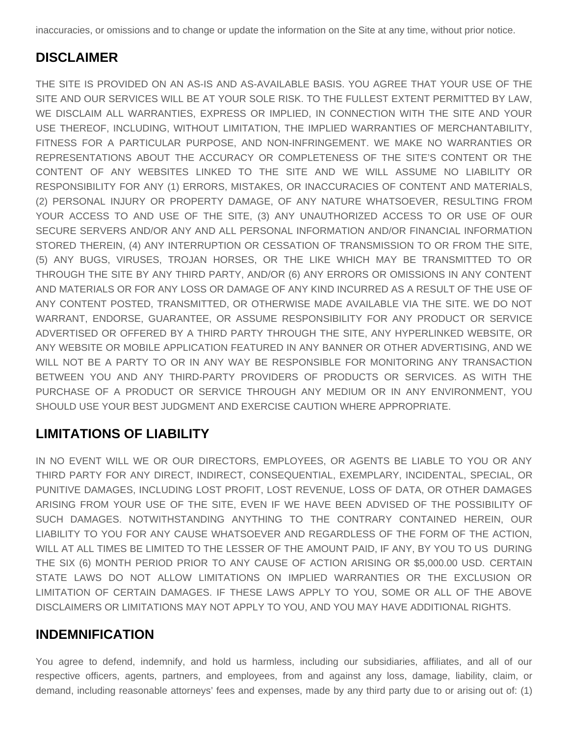inaccuracies, or omissions and to change or update the information on the Site at any time, without prior notice.

## DISCLAIMER

THE SITE IS PROVIDED ON AN AS-IS AND AS-AVAILABLE BASIS. YOU AGREE THAT YOUR USE OF THE SITE AND OUR SERVICES WILL BE AT YOUR SOLE RISK. TO THE FULLEST EXTENT PERMITTED BY LAW, WE DISCLAIM ALL WARRANTIES, EXPRESS OR IMPLIED, IN CONNECTION WITH THE SITE AND YOUR USE THEREOF, INCLUDING, WITHOUT LIMITATION, THE IMPLIED WARRANTIES OF MERCHANTABILITY, FITNESS FOR A PARTICULAR PURPOSE, AND NON-INFRINGEMENT. WE MAKE NO WARRANTIES OR REPRESENTATIONS ABOUT THE ACCURACY OR COMPLETENESS OF THE SITE'S CONTENT OR THE CONTENT OF ANY WEBSITES LINKED TO THE SITE AND WE WILL ASSUME NO LIABILITY OR RESPONSIBILITY FOR ANY (1) ERRORS, MISTAKES, OR INACCURACIES OF CONTENT AND MATERIALS, (2) PERSONAL INJURY OR PROPERTY DAMAGE, OF ANY NATURE WHATSOEVER, RESULTING FROM YOUR ACCESS TO AND USE OF THE SITE, (3) ANY UNAUTHORIZED ACCESS TO OR USE OF OUR SECURE SERVERS AND/OR ANY AND ALL PERSONAL INFORMATION AND/OR FINANCIAL INFORMATION STORED THEREIN, (4) ANY INTERRUPTION OR CESSATION OF TRANSMISSION TO OR FROM THE SITE, (5) ANY BUGS, VIRUSES, TROJAN HORSES, OR THE LIKE WHICH MAY BE TRANSMITTED TO OR THROUGH THE SITE BY ANY THIRD PARTY, AND/OR (6) ANY ERRORS OR OMISSIONS IN ANY CONTENT AND MATERIALS OR FOR ANY LOSS OR DAMAGE OF ANY KIND INCURRED AS A RESULT OF THE USE OF ANY CONTENT POSTED, TRANSMITTED, OR OTHERWISE MADE AVAILABLE VIA THE SITE. WE DO NOT WARRANT, ENDORSE, GUARANTEE, OR ASSUME RESPONSIBILITY FOR ANY PRODUCT OR SERVICE ADVERTISED OR OFFERED BY A THIRD PARTY THROUGH THE SITE, ANY HYPERLINKED WEBSITE, OR ANY WEBSITE OR MOBILE APPLICATION FEATURED IN ANY BANNER OR OTHER ADVERTISING, AND WE WILL NOT BE A PARTY TO OR IN ANY WAY BE RESPONSIBLE FOR MONITORING ANY TRANSACTION BETWEEN YOU AND ANY THIRD-PARTY PROVIDERS OF PRODUCTS OR SERVICES. AS WITH THE PURCHASE OF A PRODUCT OR SERVICE THROUGH ANY MEDIUM OR IN ANY ENVIRONMENT, YOU SHOULD USE YOUR BEST JUDGMENT AND EXERCISE CAUTION WHERE APPROPRIATE.

## LIMITATIONS OF LIABILITY

IN NO EVENT WILL WE OR OUR DIRECTORS, EMPLOYEES, OR AGENTS BE LIABLE TO YOU OR ANY THIRD PARTY FOR ANY DIRECT, INDIRECT, CONSEQUENTIAL, EXEMPLARY, INCIDENTAL, SPECIAL, OR PUNITIVE DAMAGES, INCLUDING LOST PROFIT, LOST REVENUE, LOSS OF DATA, OR OTHER DAMAGES ARISING FROM YOUR USE OF THE SITE, EVEN IF WE HAVE BEEN ADVISED OF THE POSSIBILITY OF SUCH DAMAGES. NOTWITHSTANDING ANYTHING TO THE CONTRARY CONTAINED HEREIN, OUR LIABILITY TO YOU FOR ANY CAUSE WHATSOEVER AND REGARDLESS OF THE FORM OF THE ACTION, WILL AT ALL TIMES BE LIMITED TO THE LESSER OF THE AMOUNT PAID, IF ANY, BY YOU TO US DURING THE SIX (6) MONTH PERIOD PRIOR TO ANY CAUSE OF ACTION ARISING OR $5,000.00 USD. CERTAIN STATE LAWS DO NOT ALLOW LIMITATIONS ON IMPLIED WARRANTIES OR THE EXCLUSION OR LIMITATION OF CERTAIN DAMAGES. IF THESE LAWS APPLY TO YOU, SOME OR ALL OF THE ABOVE DISCLAIMERS OR LIMITATIONS MAY NOT APPLY TO YOU, AND YOU MAY HAVE ADDITIONAL RIGHTS.

## INDEMNIFICATION

You agree to defend, indemnify, and hold us harmless, including our subsidiaries, affiliates, and all of our respective officers, agents, partners, and employees, from and against any loss, damage, liability, claim, or demand, including reasonable attorneys' fees and expenses, made by any third party due to or arising out of: (1)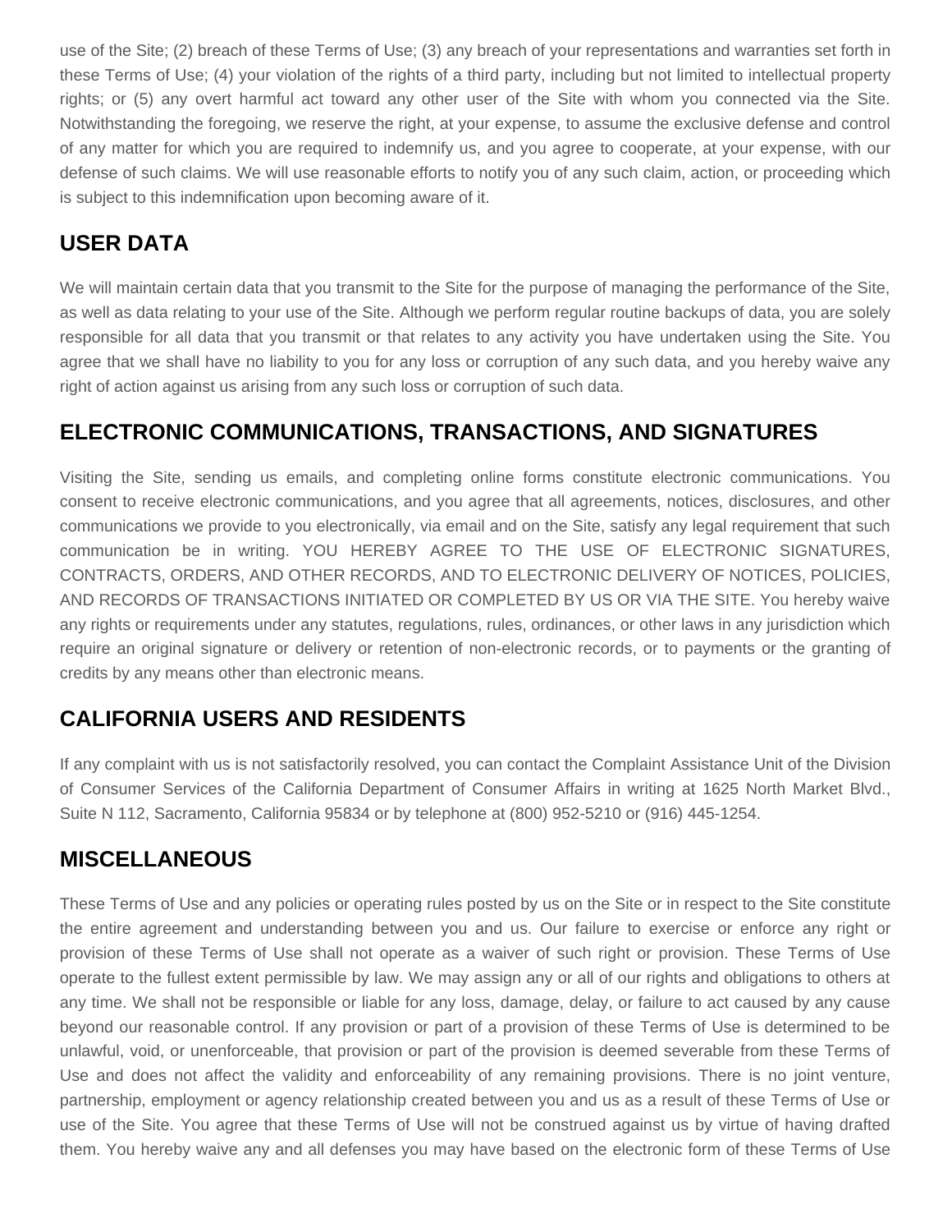use of the Site; (2) breach of these Terms of Use; (3) any breach of your representations and warranties set forth in these Terms of Use; (4) your violation of the rights of a third party, including but not limited to intellectual property rights; or (5) any overt harmful act toward any other user of the Site with whom you connected via the Site. Notwithstanding the foregoing, we reserve the right, at your expense, to assume the exclusive defense and control of any matter for which you are required to indemnify us, and you agree to cooperate, at your expense, with our defense of such claims. We will use reasonable efforts to notify you of any such claim, action, or proceeding which is subject to this indemnification upon becoming aware of it.

## USER DATA

We will maintain certain data that you transmit to the Site for the purpose of managing the performance of the Site, as well as data relating to your use of the Site. Although we perform regular routine backups of data, you are solely responsible for all data that you transmit or that relates to any activity you have undertaken using the Site. You agree that we shall have no liability to you for any loss or corruption of any such data, and you hereby waive any right of action against us arising from any such loss or corruption of such data.

## ELECTRONIC COMMUNICATIONS, TRANSACTIONS, AND SIGNATURES

Visiting the Site, sending us emails, and completing online forms constitute electronic communications. You consent to receive electronic communications, and you agree that all agreements, notices, disclosures, and other communications we provide to you electronically, via email and on the Site, satisfy any legal requirement that such communication be in writing. YOU HEREBY AGREE TO THE USE OF ELECTRONIC SIGNATURES, CONTRACTS, ORDERS, AND OTHER RECORDS, AND TO ELECTRONIC DELIVERY OF NOTICES, POLICIES, AND RECORDS OF TRANSACTIONS INITIATED OR COMPLETED BY US OR VIA THE SITE. You hereby waive any rights or requirements under any statutes, regulations, rules, ordinances, or other laws in any jurisdiction which require an original signature or delivery or retention of non-electronic records, or to payments or the granting of credits by any means other than electronic means.

## CALIFORNIA USERS AND RESIDENTS

If any complaint with us is not satisfactorily resolved, you can contact the Complaint Assistance Unit of the Division of Consumer Services of the California Department of Consumer Affairs in writing at 1625 North Market Blvd., Suite N 112, Sacramento, California 95834 or by telephone at (800) 952-5210 or (916) 445-1254.

## MISCELLANEOUS

These Terms of Use and any policies or operating rules posted by us on the Site or in respect to the Site constitute the entire agreement and understanding between you and us. Our failure to exercise or enforce any right or provision of these Terms of Use shall not operate as a waiver of such right or provision. These Terms of Use operate to the fullest extent permissible by law. We may assign any or all of our rights and obligations to others at any time. We shall not be responsible or liable for any loss, damage, delay, or failure to act caused by any cause beyond our reasonable control. If any provision or part of a provision of these Terms of Use is determined to be unlawful, void, or unenforceable, that provision or part of the provision is deemed severable from these Terms of Use and does not affect the validity and enforceability of any remaining provisions. There is no joint venture, partnership, employment or agency relationship created between you and us as a result of these Terms of Use or use of the Site. You agree that these Terms of Use will not be construed against us by virtue of having drafted them. You hereby waive any and all defenses you may have based on the electronic form of these Terms of Use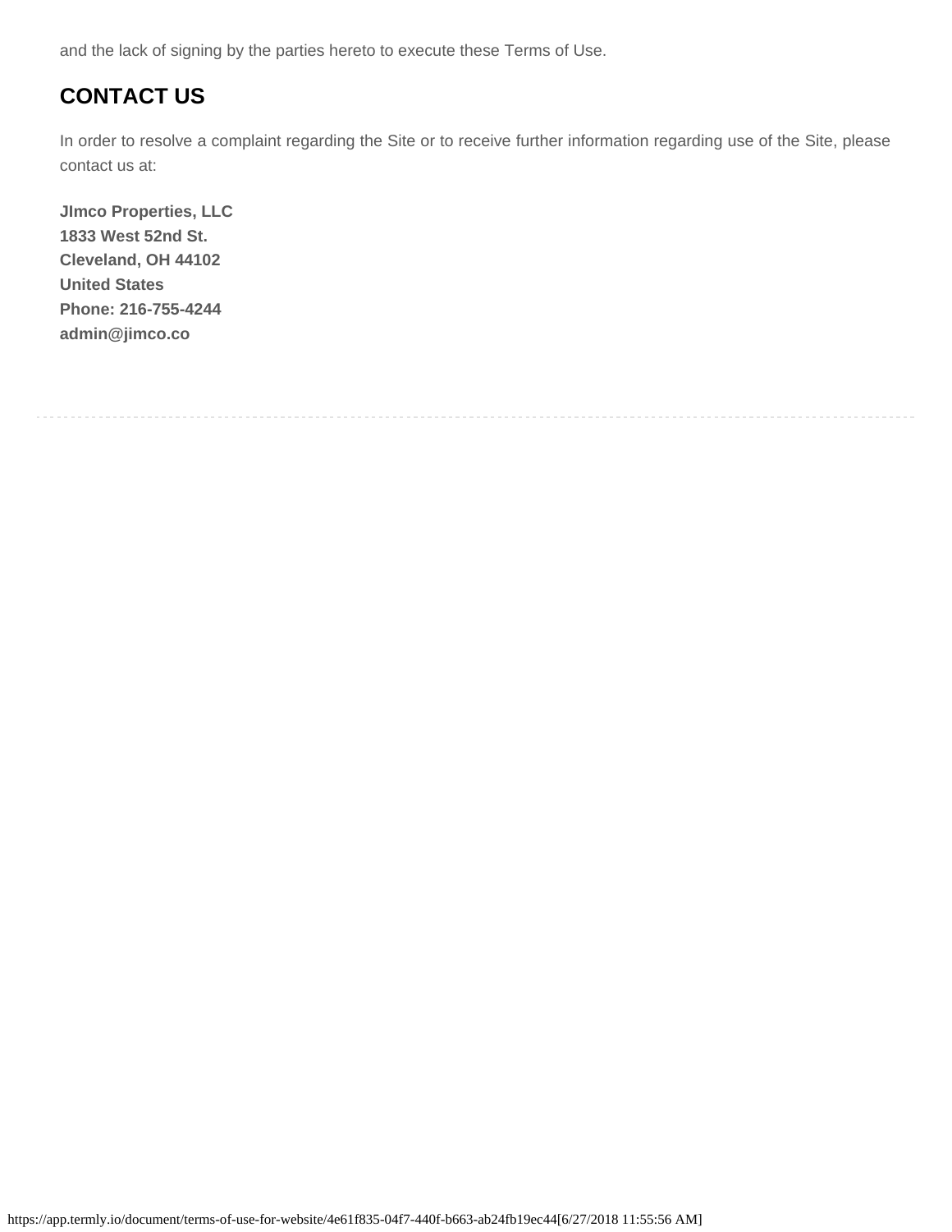and the lack of signing by the parties hereto to execute these Terms of Use.

## CONTACT US

In order to resolve a complaint regarding the Site or to receive further information regarding use of the Site, please contact us at:

**JImco Properties, LLC**
**1833 West 52nd St.**
**Cleveland, OH 44102**
**United States**
**Phone: 216-755-4244**
**admin@jimco.co**